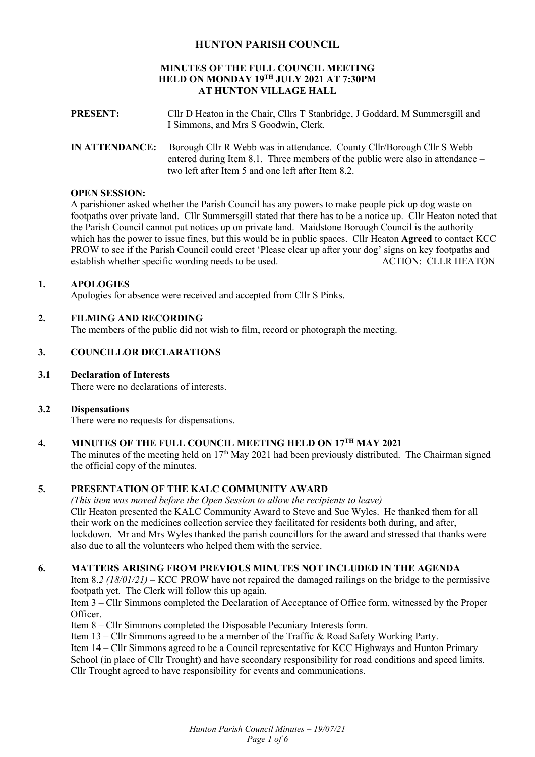# HUNTON PARISH COUNCIL

## MINUTES OF THE FULL COUNCIL MEETING HELD ON MONDAY 19TH JULY 2021 AT 7:30PM AT HUNTON VILLAGE HALL

**PRESENT:** Cllr D Heaton in the Chair, Cllrs T Stanbridge, J Goddard, M Summersgill and I Simmons, and Mrs S Goodwin, Clerk.

**IN ATTENDANCE:** Borough Cllr R Webb was in attendance. County Cllr/Borough Cllr S Webb entered during Item 8.1. Three members of the public were also in attendance – two left after Item 5 and one left after Item 8.2.

**OPEN SESSION:**

A parishioner asked whether the Parish Council has any powers to make people pick up dog waste on footpaths over private land. Cllr Summersgill stated that there has to be a notice up. Cllr Heaton noted that the Parish Council cannot put notices up on private land. Maidstone Borough Council is the authority which has the power to issue fines, but this would be in public spaces. Cllr Heaton **Agreed** to contact KCC PROW to see if the Parish Council could erect 'Please clear up after your dog' signs on key footpaths and establish whether specific wording needs to be used. ACTION: CLLR HEATON

## 1. APOLOGIES

Apologies for absence were received and accepted from Cllr S Pinks.

## 2. FILMING AND RECORDING

The members of the public did not wish to film, record or photograph the meeting.

## 3. COUNCILLOR DECLARATIONS

### 3.1 Declaration of Interests

There were no declarations of interests.

### 3.2 Dispensations

There were no requests for dispensations.

## 4. MINUTES OF THE FULL COUNCIL MEETING HELD ON 17TH MAY 2021

The minutes of the meeting held on 17th May 2021 had been previously distributed. The Chairman signed the official copy of the minutes.

## 5. PRESENTATION OF THE KALC COMMUNITY AWARD

*(This item was moved before the Open Session to allow the recipients to leave)*

Cllr Heaton presented the KALC Community Award to Steve and Sue Wyles. He thanked them for all their work on the medicines collection service they facilitated for residents both during, and after, lockdown. Mr and Mrs Wyles thanked the parish councillors for the award and stressed that thanks were also due to all the volunteers who helped them with the service.

## 6. MATTERS ARISING FROM PREVIOUS MINUTES NOT INCLUDED IN THE AGENDA

Item 8.*2 (18/01/21)* – KCC PROW have not repaired the damaged railings on the bridge to the permissive footpath yet. The Clerk will follow this up again.

Item 3 – Cllr Simmons completed the Declaration of Acceptance of Office form, witnessed by the Proper Officer.

Item 8 – Cllr Simmons completed the Disposable Pecuniary Interests form.

Item 13 – Cllr Simmons agreed to be a member of the Traffic & Road Safety Working Party.

Item 14 – Cllr Simmons agreed to be a Council representative for KCC Highways and Hunton Primary School (in place of Cllr Trought) and have secondary responsibility for road conditions and speed limits. Cllr Trought agreed to have responsibility for events and communications.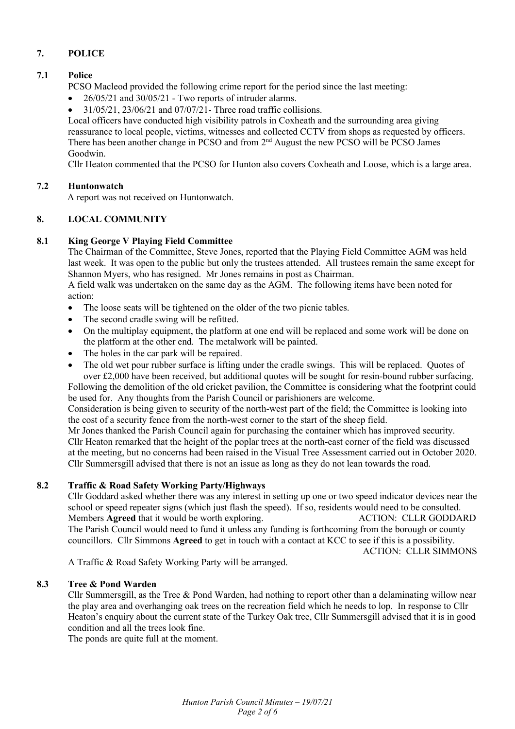## 7. POLICE

### 7.1 Police

PCSO Macleod provided the following crime report for the period since the last meeting:

- 26/05/21 and 30/05/21 - Two reports of intruder alarms.
- 31/05/21, 23/06/21 and 07/07/21- Three road traffic collisions.

Local officers have conducted high visibility patrols in Coxheath and the surrounding area giving reassurance to local people, victims, witnesses and collected CCTV from shops as requested by officers. There has been another change in PCSO and from 2nd August the new PCSO will be PCSO James Goodwin.

Cllr Heaton commented that the PCSO for Hunton also covers Coxheath and Loose, which is a large area.

### 7.2 Huntonwatch

A report was not received on Huntonwatch.

## 8. LOCAL COMMUNITY

### 8.1 King George V Playing Field Committee

The Chairman of the Committee, Steve Jones, reported that the Playing Field Committee AGM was held last week. It was open to the public but only the trustees attended. All trustees remain the same except for Shannon Myers, who has resigned. Mr Jones remains in post as Chairman.

A field walk was undertaken on the same day as the AGM. The following items have been noted for action:

- The loose seats will be tightened on the older of the two picnic tables.
- The second cradle swing will be refitted.
- On the multiplay equipment, the platform at one end will be replaced and some work will be done on the platform at the other end. The metalwork will be painted.
- The holes in the car park will be repaired.
- The old wet pour rubber surface is lifting under the cradle swings. This will be replaced. Quotes of over £2,000 have been received, but additional quotes will be sought for resin-bound rubber surfacing.

Following the demolition of the old cricket pavilion, the Committee is considering what the footprint could be used for. Any thoughts from the Parish Council or parishioners are welcome.

Consideration is being given to security of the north-west part of the field; the Committee is looking into the cost of a security fence from the north-west corner to the start of the sheep field.

Mr Jones thanked the Parish Council again for purchasing the container which has improved security.

Cllr Heaton remarked that the height of the poplar trees at the north-east corner of the field was discussed at the meeting, but no concerns had been raised in the Visual Tree Assessment carried out in October 2020. Cllr Summersgill advised that there is not an issue as long as they do not lean towards the road.

### 8.2 Traffic & Road Safety Working Party/Highways

Cllr Goddard asked whether there was any interest in setting up one or two speed indicator devices near the school or speed repeater signs (which just flash the speed). If so, residents would need to be consulted. Members **Agreed** that it would be worth exploring. ACTION: CLLR GODDARD

The Parish Council would need to fund it unless any funding is forthcoming from the borough or county councillors. Cllr Simmons **Agreed** to get in touch with a contact at KCC to see if this is a possibility.

ACTION: CLLR SIMMONS

A Traffic & Road Safety Working Party will be arranged.

### 8.3 Tree & Pond Warden

Cllr Summersgill, as the Tree & Pond Warden, had nothing to report other than a delaminating willow near the play area and overhanging oak trees on the recreation field which he needs to lop. In response to Cllr Heaton's enquiry about the current state of the Turkey Oak tree, Cllr Summersgill advised that it is in good condition and all the trees look fine.

The ponds are quite full at the moment.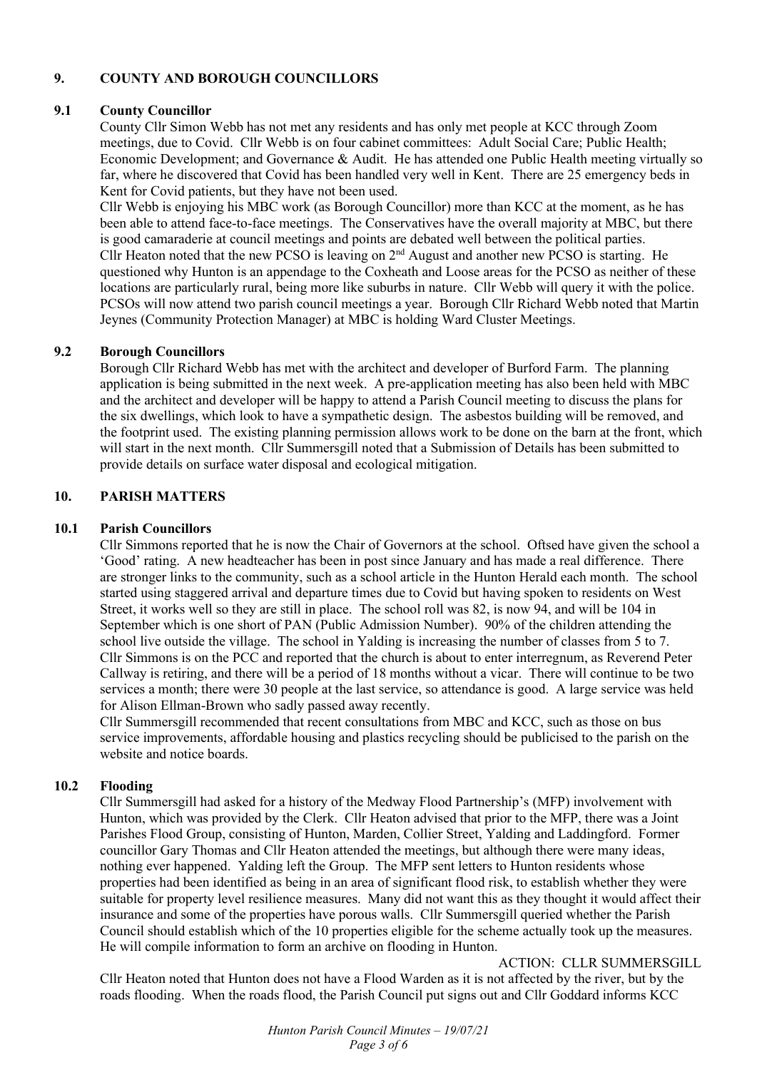## 9. COUNTY AND BOROUGH COUNCILLORS

### 9.1 County Councillor

County Cllr Simon Webb has not met any residents and has only met people at KCC through Zoom meetings, due to Covid. Cllr Webb is on four cabinet committees: Adult Social Care; Public Health; Economic Development; and Governance & Audit. He has attended one Public Health meeting virtually so far, where he discovered that Covid has been handled very well in Kent. There are 25 emergency beds in Kent for Covid patients, but they have not been used.

Cllr Webb is enjoying his MBC work (as Borough Councillor) more than KCC at the moment, as he has been able to attend face-to-face meetings. The Conservatives have the overall majority at MBC, but there is good camaraderie at council meetings and points are debated well between the political parties.

Cllr Heaton noted that the new PCSO is leaving on 2nd August and another new PCSO is starting. He questioned why Hunton is an appendage to the Coxheath and Loose areas for the PCSO as neither of these locations are particularly rural, being more like suburbs in nature. Cllr Webb will query it with the police. PCSOs will now attend two parish council meetings a year. Borough Cllr Richard Webb noted that Martin Jeynes (Community Protection Manager) at MBC is holding Ward Cluster Meetings.

### 9.2 Borough Councillors

Borough Cllr Richard Webb has met with the architect and developer of Burford Farm. The planning application is being submitted in the next week. A pre-application meeting has also been held with MBC and the architect and developer will be happy to attend a Parish Council meeting to discuss the plans for the six dwellings, which look to have a sympathetic design. The asbestos building will be removed, and the footprint used. The existing planning permission allows work to be done on the barn at the front, which will start in the next month. Cllr Summersgill noted that a Submission of Details has been submitted to provide details on surface water disposal and ecological mitigation.

## 10. PARISH MATTERS

### 10.1 Parish Councillors

Cllr Simmons reported that he is now the Chair of Governors at the school. Oftsed have given the school a 'Good' rating. A new headteacher has been in post since January and has made a real difference. There are stronger links to the community, such as a school article in the Hunton Herald each month. The school started using staggered arrival and departure times due to Covid but having spoken to residents on West Street, it works well so they are still in place. The school roll was 82, is now 94, and will be 104 in September which is one short of PAN (Public Admission Number). 90% of the children attending the school live outside the village. The school in Yalding is increasing the number of classes from 5 to 7.

Cllr Simmons is on the PCC and reported that the church is about to enter interregnum, as Reverend Peter Callway is retiring, and there will be a period of 18 months without a vicar. There will continue to be two services a month; there were 30 people at the last service, so attendance is good. A large service was held for Alison Ellman-Brown who sadly passed away recently.

Cllr Summersgill recommended that recent consultations from MBC and KCC, such as those on bus service improvements, affordable housing and plastics recycling should be publicised to the parish on the website and notice boards.

### 10.2 Flooding

Cllr Summersgill had asked for a history of the Medway Flood Partnership's (MFP) involvement with Hunton, which was provided by the Clerk. Cllr Heaton advised that prior to the MFP, there was a Joint Parishes Flood Group, consisting of Hunton, Marden, Collier Street, Yalding and Laddingford. Former councillor Gary Thomas and Cllr Heaton attended the meetings, but although there were many ideas, nothing ever happened. Yalding left the Group. The MFP sent letters to Hunton residents whose properties had been identified as being in an area of significant flood risk, to establish whether they were suitable for property level resilience measures. Many did not want this as they thought it would affect their insurance and some of the properties have porous walls. Cllr Summersgill queried whether the Parish Council should establish which of the 10 properties eligible for the scheme actually took up the measures. He will compile information to form an archive on flooding in Hunton.

ACTION: CLLR SUMMERSGILL

Cllr Heaton noted that Hunton does not have a Flood Warden as it is not affected by the river, but by the roads flooding. When the roads flood, the Parish Council put signs out and Cllr Goddard informs KCC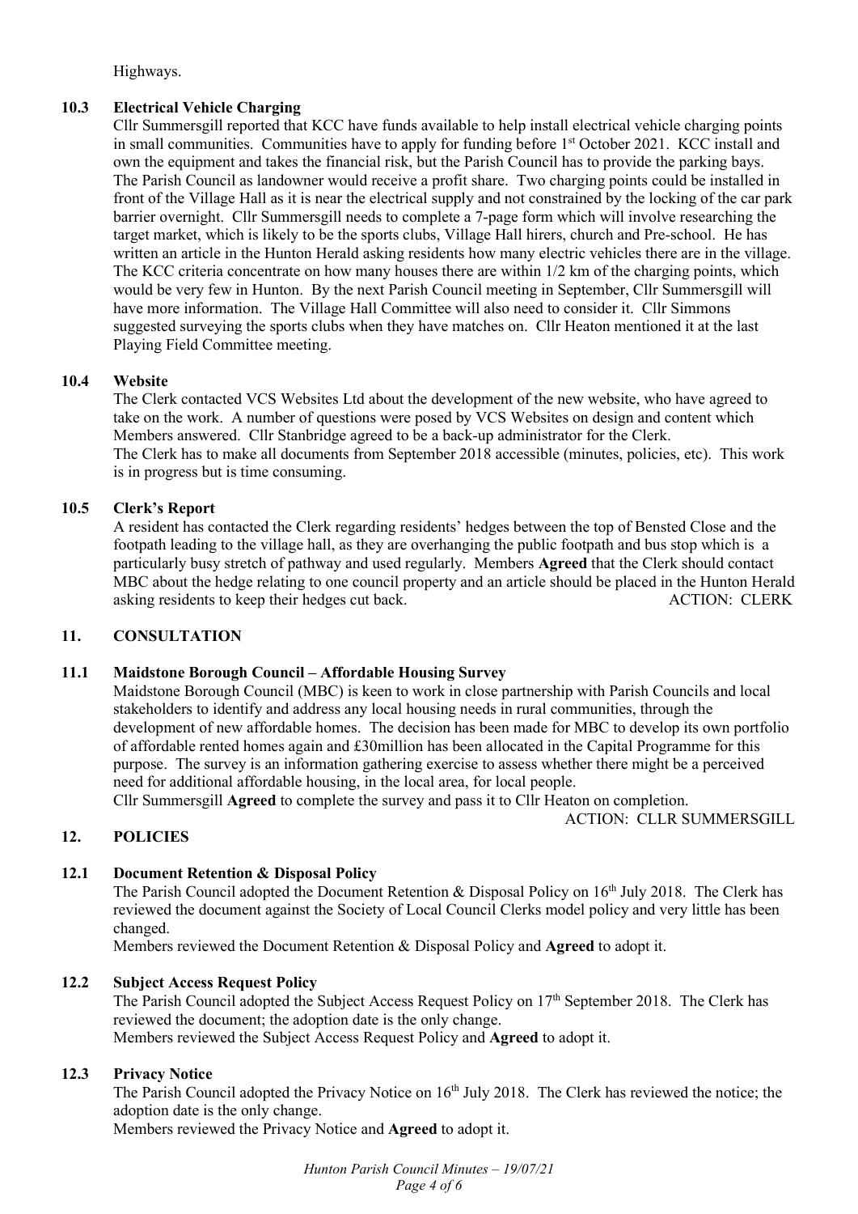Highways.

### 10.3 Electrical Vehicle Charging

Cllr Summersgill reported that KCC have funds available to help install electrical vehicle charging points in small communities. Communities have to apply for funding before 1st October 2021. KCC install and own the equipment and takes the financial risk, but the Parish Council has to provide the parking bays. The Parish Council as landowner would receive a profit share. Two charging points could be installed in front of the Village Hall as it is near the electrical supply and not constrained by the locking of the car park barrier overnight. Cllr Summersgill needs to complete a 7-page form which will involve researching the target market, which is likely to be the sports clubs, Village Hall hirers, church and Pre-school. He has written an article in the Hunton Herald asking residents how many electric vehicles there are in the village. The KCC criteria concentrate on how many houses there are within 1/2 km of the charging points, which would be very few in Hunton. By the next Parish Council meeting in September, Cllr Summersgill will have more information. The Village Hall Committee will also need to consider it. Cllr Simmons suggested surveying the sports clubs when they have matches on. Cllr Heaton mentioned it at the last Playing Field Committee meeting.

### 10.4 Website

The Clerk contacted VCS Websites Ltd about the development of the new website, who have agreed to take on the work. A number of questions were posed by VCS Websites on design and content which Members answered. Cllr Stanbridge agreed to be a back-up administrator for the Clerk.
The Clerk has to make all documents from September 2018 accessible (minutes, policies, etc). This work is in progress but is time consuming.

### 10.5 Clerk's Report

A resident has contacted the Clerk regarding residents' hedges between the top of Bensted Close and the footpath leading to the village hall, as they are overhanging the public footpath and bus stop which is a particularly busy stretch of pathway and used regularly. Members **Agreed** that the Clerk should contact MBC about the hedge relating to one council property and an article should be placed in the Hunton Herald asking residents to keep their hedges cut back. ACTION: CLERK

## 11. CONSULTATION

### 11.1 Maidstone Borough Council – Affordable Housing Survey

Maidstone Borough Council (MBC) is keen to work in close partnership with Parish Councils and local stakeholders to identify and address any local housing needs in rural communities, through the development of new affordable homes. The decision has been made for MBC to develop its own portfolio of affordable rented homes again and £30million has been allocated in the Capital Programme for this purpose. The survey is an information gathering exercise to assess whether there might be a perceived need for additional affordable housing, in the local area, for local people.
Cllr Summersgill **Agreed** to complete the survey and pass it to Cllr Heaton on completion.

ACTION: CLLR SUMMERSGILL

## 12. POLICIES

### 12.1 Document Retention & Disposal Policy

The Parish Council adopted the Document Retention & Disposal Policy on 16th July 2018. The Clerk has reviewed the document against the Society of Local Council Clerks model policy and very little has been changed.
Members reviewed the Document Retention & Disposal Policy and **Agreed** to adopt it.

### 12.2 Subject Access Request Policy

The Parish Council adopted the Subject Access Request Policy on 17th September 2018. The Clerk has reviewed the document; the adoption date is the only change.
Members reviewed the Subject Access Request Policy and **Agreed** to adopt it.

### 12.3 Privacy Notice

The Parish Council adopted the Privacy Notice on 16th July 2018. The Clerk has reviewed the notice; the adoption date is the only change.
Members reviewed the Privacy Notice and **Agreed** to adopt it.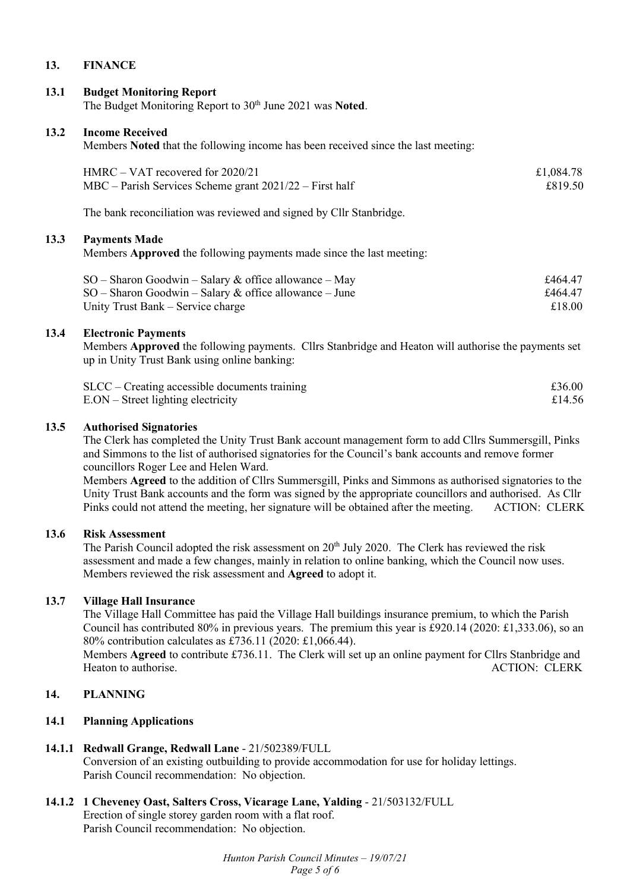## 13. FINANCE

### 13.1 Budget Monitoring Report

The Budget Monitoring Report to 30th June 2021 was **Noted**.

### 13.2 Income Received

Members **Noted** that the following income has been received since the last meeting:

| | |
|---|---|
| HMRC – VAT recovered for 2020/21 | £1,084.78 |
| MBC – Parish Services Scheme grant 2021/22 – First half | £819.50 |

The bank reconciliation was reviewed and signed by Cllr Stanbridge.

### 13.3 Payments Made

Members **Approved** the following payments made since the last meeting:

| | |
|---|---|
| SO – Sharon Goodwin – Salary & office allowance – May | £464.47 |
| SO – Sharon Goodwin – Salary & office allowance – June | £464.47 |
| Unity Trust Bank – Service charge | £18.00 |

### 13.4 Electronic Payments

Members **Approved** the following payments. Cllrs Stanbridge and Heaton will authorise the payments set up in Unity Trust Bank using online banking:

| | |
|---|---|
| SLCC – Creating accessible documents training | £36.00 |
| E.ON – Street lighting electricity | £14.56 |

### 13.5 Authorised Signatories

The Clerk has completed the Unity Trust Bank account management form to add Cllrs Summersgill, Pinks and Simmons to the list of authorised signatories for the Council's bank accounts and remove former councillors Roger Lee and Helen Ward.

Members **Agreed** to the addition of Cllrs Summersgill, Pinks and Simmons as authorised signatories to the Unity Trust Bank accounts and the form was signed by the appropriate councillors and authorised. As Cllr Pinks could not attend the meeting, her signature will be obtained after the meeting. ACTION: CLERK

### 13.6 Risk Assessment

The Parish Council adopted the risk assessment on 20th July 2020. The Clerk has reviewed the risk assessment and made a few changes, mainly in relation to online banking, which the Council now uses. Members reviewed the risk assessment and **Agreed** to adopt it.

### 13.7 Village Hall Insurance

The Village Hall Committee has paid the Village Hall buildings insurance premium, to which the Parish Council has contributed 80% in previous years. The premium this year is £920.14 (2020: £1,333.06), so an 80% contribution calculates as £736.11 (2020: £1,066.44).

Members **Agreed** to contribute £736.11. The Clerk will set up an online payment for Cllrs Stanbridge and Heaton to authorise. ACTION: CLERK

## 14. PLANNING

### 14.1 Planning Applications

#### 14.1.1 Redwall Grange, Redwall Lane - 21/502389/FULL

Conversion of an existing outbuilding to provide accommodation for use for holiday lettings.
Parish Council recommendation: No objection.

#### 14.1.2 1 Cheveney Oast, Salters Cross, Vicarage Lane, Yalding - 21/503132/FULL

Erection of single storey garden room with a flat roof.
Parish Council recommendation: No objection.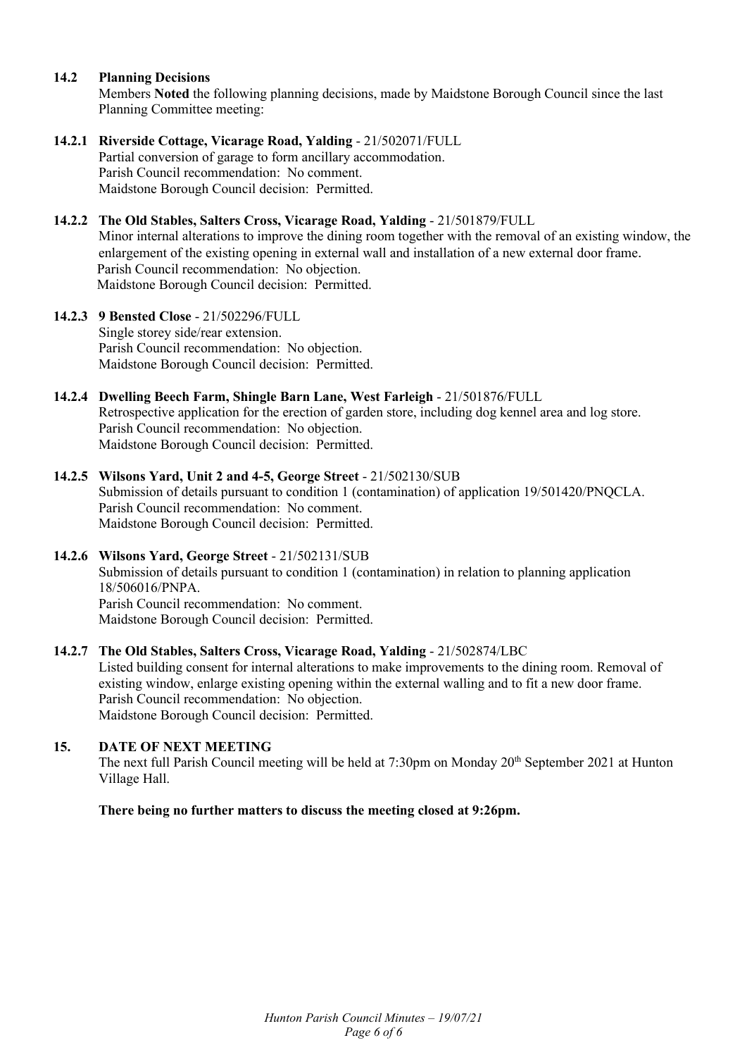**14.2 Planning Decisions**

Members **Noted** the following planning decisions, made by Maidstone Borough Council since the last Planning Committee meeting:

**14.2.1 Riverside Cottage, Vicarage Road, Yalding** - 21/502071/FULL
Partial conversion of garage to form ancillary accommodation.
Parish Council recommendation: No comment.
Maidstone Borough Council decision: Permitted.

**14.2.2 The Old Stables, Salters Cross, Vicarage Road, Yalding** - 21/501879/FULL
Minor internal alterations to improve the dining room together with the removal of an existing window, the enlargement of the existing opening in external wall and installation of a new external door frame.
Parish Council recommendation: No objection.
Maidstone Borough Council decision: Permitted.

**14.2.3 9 Bensted Close** - 21/502296/FULL
Single storey side/rear extension.
Parish Council recommendation: No objection.
Maidstone Borough Council decision: Permitted.

**14.2.4 Dwelling Beech Farm, Shingle Barn Lane, West Farleigh** - 21/501876/FULL
Retrospective application for the erection of garden store, including dog kennel area and log store.
Parish Council recommendation: No objection.
Maidstone Borough Council decision: Permitted.

**14.2.5 Wilsons Yard, Unit 2 and 4-5, George Street** - 21/502130/SUB
Submission of details pursuant to condition 1 (contamination) of application 19/501420/PNQCLA.
Parish Council recommendation: No comment.
Maidstone Borough Council decision: Permitted.

**14.2.6 Wilsons Yard, George Street** - 21/502131/SUB
Submission of details pursuant to condition 1 (contamination) in relation to planning application 18/506016/PNPA.
Parish Council recommendation: No comment.
Maidstone Borough Council decision: Permitted.

**14.2.7 The Old Stables, Salters Cross, Vicarage Road, Yalding** - 21/502874/LBC
Listed building consent for internal alterations to make improvements to the dining room. Removal of existing window, enlarge existing opening within the external walling and to fit a new door frame.
Parish Council recommendation: No objection.
Maidstone Borough Council decision: Permitted.

**15. DATE OF NEXT MEETING**

The next full Parish Council meeting will be held at 7:30pm on Monday 20th September 2021 at Hunton Village Hall.

**There being no further matters to discuss the meeting closed at 9:26pm.**